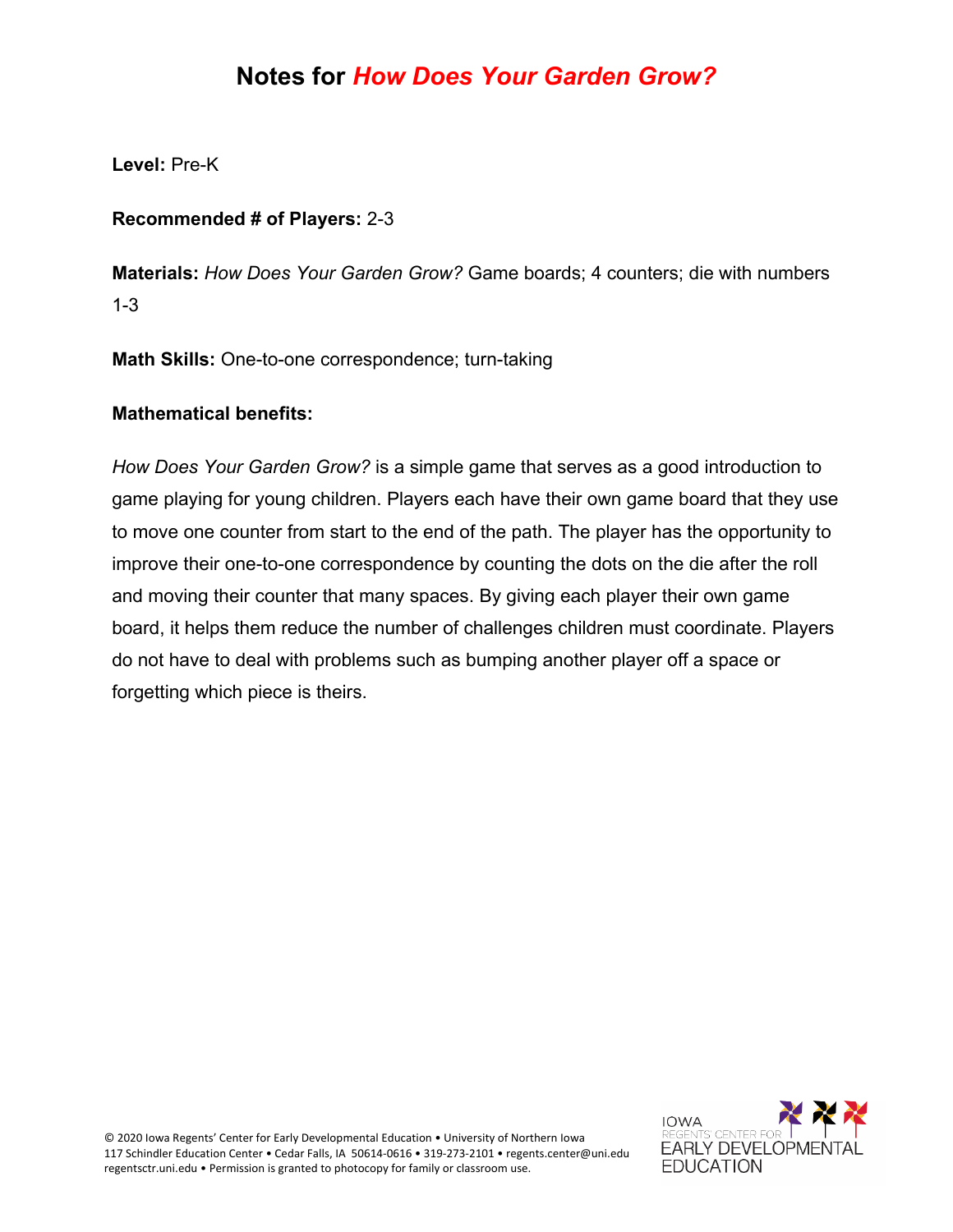# Notes for *How Does Your Garden Grow?*

**Level:** Pre-K

**Recommended # of Players:** 2-3

**Materials:** *How Does Your Garden Grow?* Game boards; 4 counters; die with numbers 1-3

**Math Skills:** One-to-one correspondence; turn-taking

**Mathematical benefits:**

*How Does Your Garden Grow?* is a simple game that serves as a good introduction to game playing for young children. Players each have their own game board that they use to move one counter from start to the end of the path. The player has the opportunity to improve their one-to-one correspondence by counting the dots on the die after the roll and moving their counter that many spaces. By giving each player their own game board, it helps them reduce the number of challenges children must coordinate. Players do not have to deal with problems such as bumping another player off a space or forgetting which piece is theirs.

© 2020 Iowa Regents' Center for Early Developmental Education • University of Northern Iowa
117 Schindler Education Center • Cedar Falls, IA 50614-0616 • 319-273-2101 • regents.center@uni.edu
regentsctr.uni.edu • Permission is granted to photocopy for family or classroom use.

IOWA REGENTS' CENTER FOR EARLY DEVELOPMENTAL EDUCATION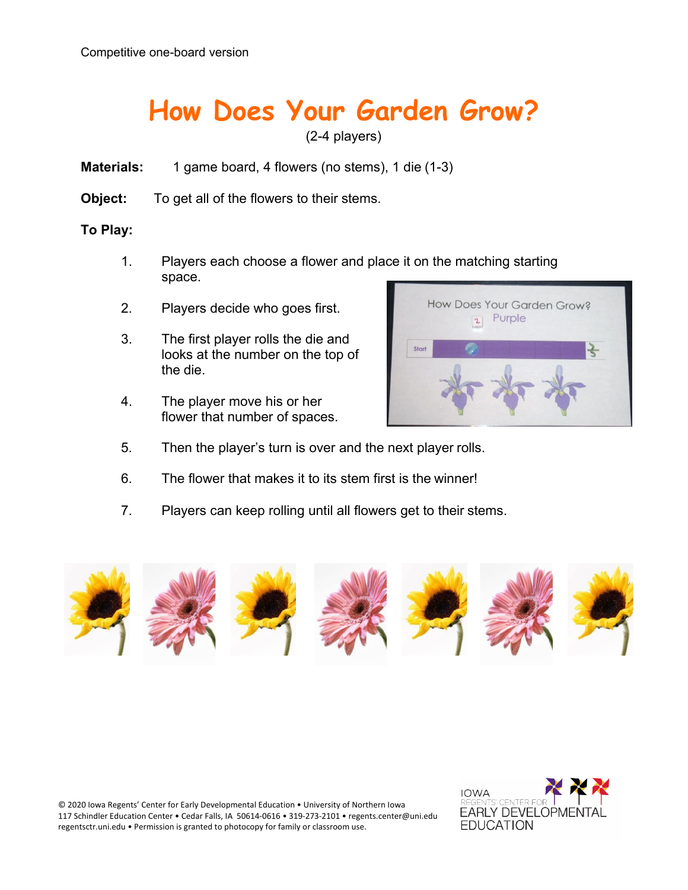Competitive one-board version

# How Does Your Garden Grow?

(2-4 players)

**Materials:** 1 game board, 4 flowers (no stems), 1 die (1-3)

**Object:** To get all of the flowers to their stems.

**To Play:**

1. Players each choose a flower and place it on the matching starting space.
2. Players decide who goes first.
3. The first player rolls the die and looks at the number on the top of the die.
4. The player move his or her flower that number of spaces.
5. Then the player's turn is over and the next player rolls.
6. The flower that makes it to its stem first is the winner!
7. Players can keep rolling until all flowers get to their stems.

© 2020 Iowa Regents' Center for Early Developmental Education • University of Northern Iowa
117 Schindler Education Center • Cedar Falls, IA 50614-0616 • 319-273-2101 • regents.center@uni.edu
regentsctr.uni.edu • Permission is granted to photocopy for family or classroom use.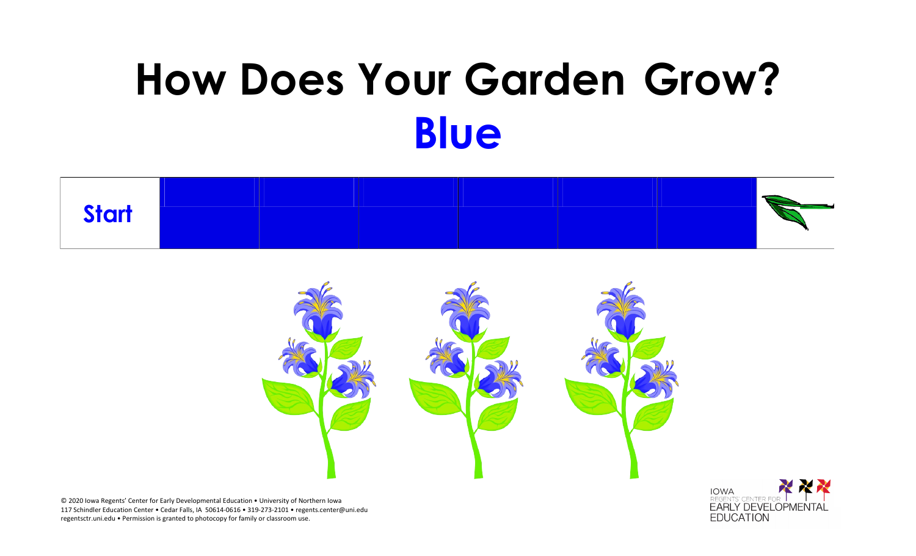# How Does Your Garden Grow?

## Blue

| Start | | | | | | | |
|---|---|---|---|---|---|---|---|

© 2020 Iowa Regents' Center for Early Developmental Education • University of Northern Iowa
117 Schindler Education Center • Cedar Falls, IA 50614-0616 • 319-273-2101 • regents.center@uni.edu
regentsctr.uni.edu • Permission is granted to photocopy for family or classroom use.

IOWA REGENTS' CENTER FOR EARLY DEVELOPMENTAL EDUCATION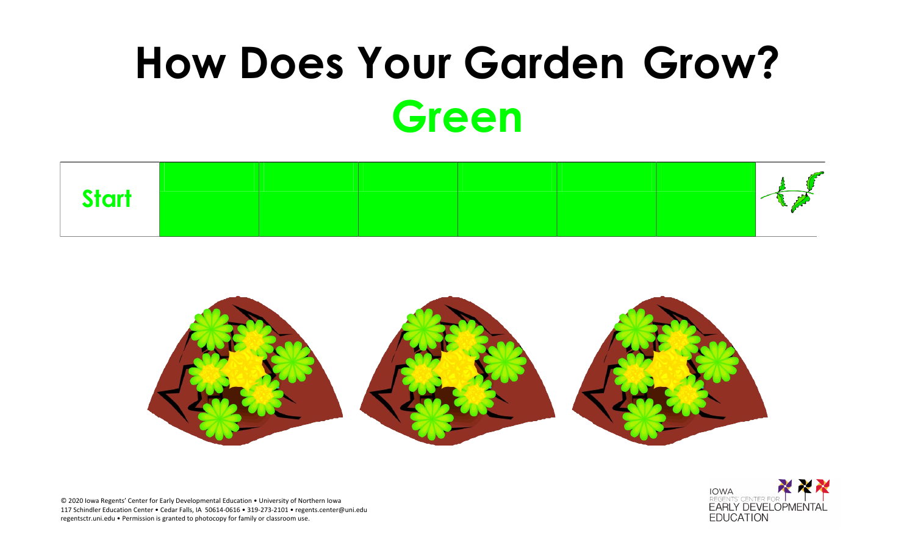# How Does Your Garden Grow?

## Green

| Start | | | | | | | |
|---|---|---|---|---|---|---|---|

© 2020 Iowa Regents' Center for Early Developmental Education • University of Northern Iowa
117 Schindler Education Center • Cedar Falls, IA 50614-0616 • 319-273-2101 • regents.center@uni.edu
regentsctr.uni.edu • Permission is granted to photocopy for family or classroom use.

IOWA REGENTS' CENTER FOR EARLY DEVELOPMENTAL EDUCATION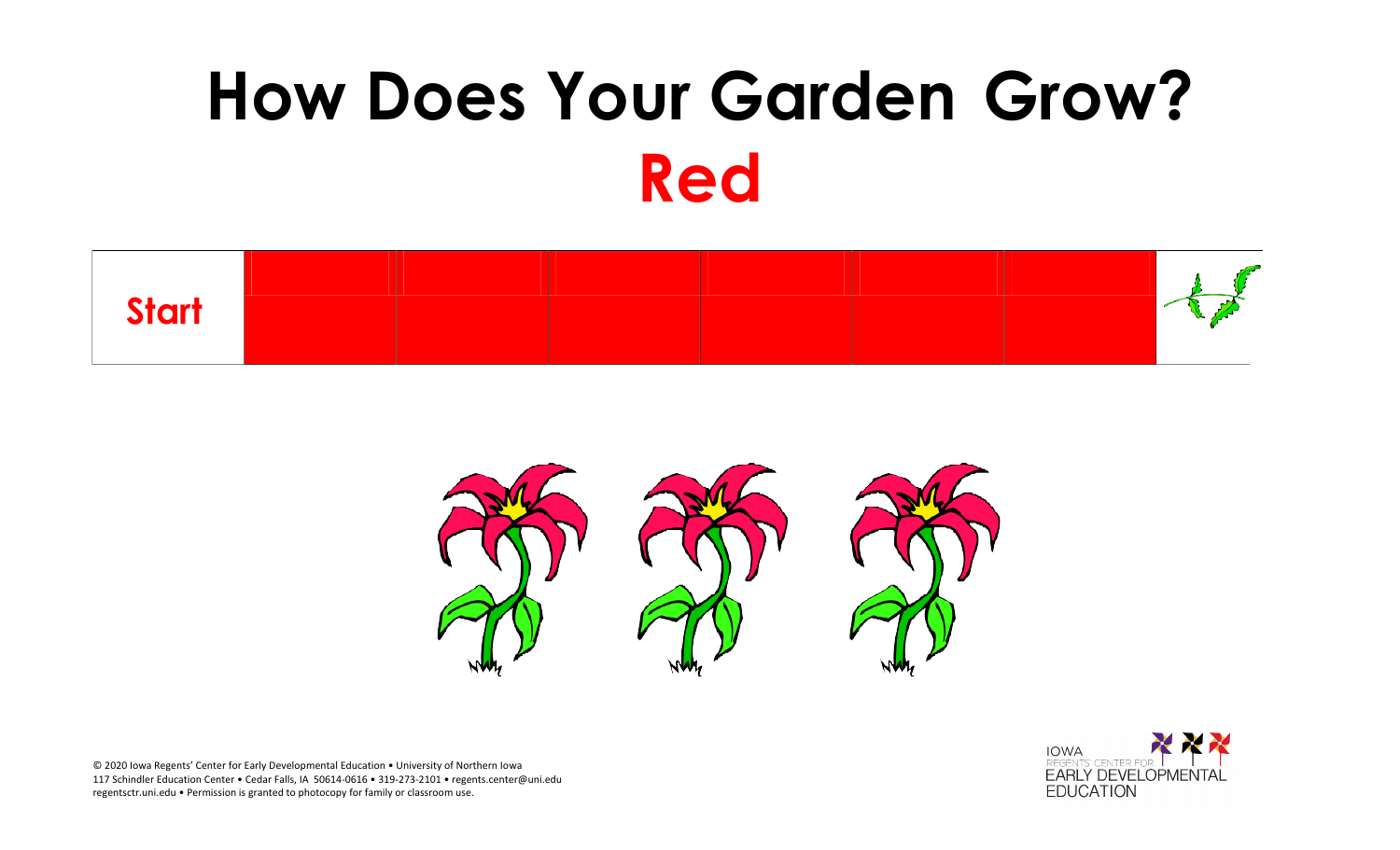# How Does Your Garden Grow?

## Red

| Start | | | | | | | |
|---|---|---|---|---|---|---|---|

© 2020 Iowa Regents' Center for Early Developmental Education • University of Northern Iowa
117 Schindler Education Center • Cedar Falls, IA 50614-0616 • 319-273-2101 • regents.center@uni.edu
regentsctr.uni.edu • Permission is granted to photocopy for family or classroom use.

IOWA REGENTS' CENTER FOR EARLY DEVELOPMENTAL EDUCATION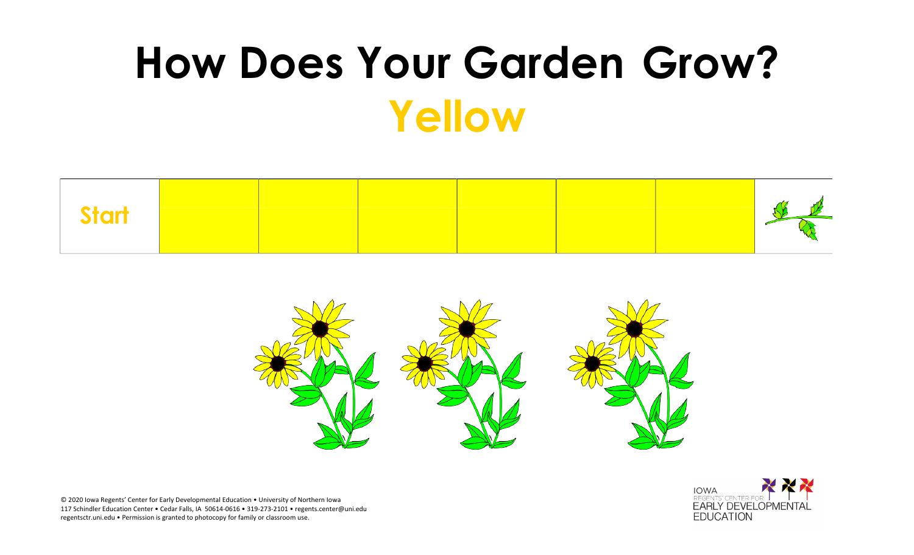# How Does Your Garden Grow?

## Yellow

| Start | | | | | | | |
|---|---|---|---|---|---|---|---|

© 2020 Iowa Regents' Center for Early Developmental Education • University of Northern Iowa
117 Schindler Education Center • Cedar Falls, IA 50614-0616 • 319-273-2101 • regents.center@uni.edu
regentsctr.uni.edu • Permission is granted to photocopy for family or classroom use.

IOWA REGENTS' CENTER FOR EARLY DEVELOPMENTAL EDUCATION